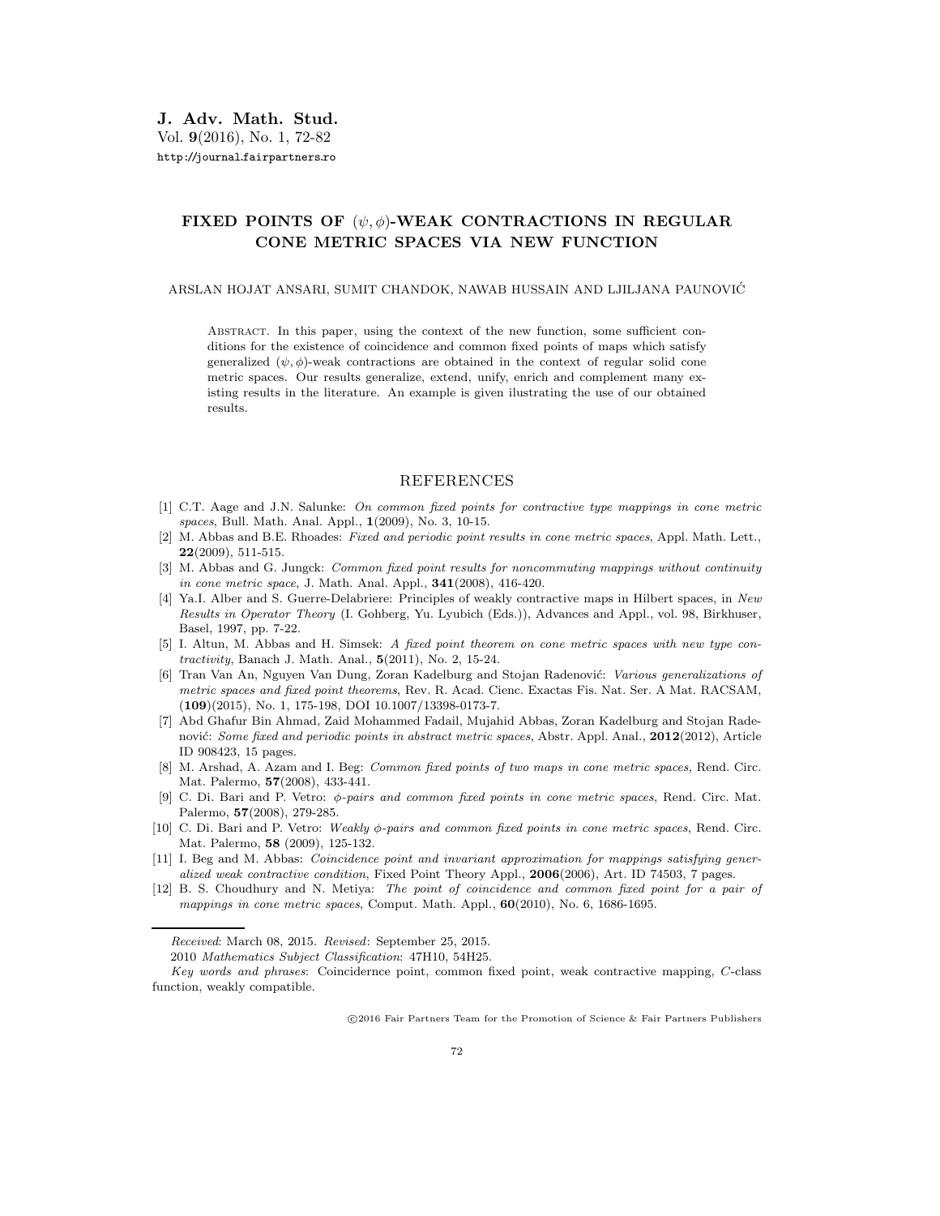# FIXED POINTS OF $(\psi, \phi)$-WEAK CONTRACTIONS IN REGULAR CONE METRIC SPACES VIA NEW FUNCTION

ARSLAN HOJAT ANSARI, SUMIT CHANDOK, NAWAB HUSSAIN AND LJILJANA PAUNOVIĆ

Abstract. In this paper, using the context of the new function, some sufficient conditions for the existence of coincidence and common fixed points of maps which satisfy generalized $(\psi, \phi)$-weak contractions are obtained in the context of regular solid cone metric spaces. Our results generalize, extend, unify, enrich and complement many existing results in the literature. An example is given ilustrating the use of our obtained results.

## REFERENCES

[1] C.T. Aage and J.N. Salunke: *On common fixed points for contractive type mappings in cone metric spaces*, Bull. Math. Anal. Appl., **1**(2009), No. 3, 10-15.

[2] M. Abbas and B.E. Rhoades: *Fixed and periodic point results in cone metric spaces*, Appl. Math. Lett., **22**(2009), 511-515.

[3] M. Abbas and G. Jungck: *Common fixed point results for noncommuting mappings without continuity in cone metric space*, J. Math. Anal. Appl., **341**(2008), 416-420.

[4] Ya.I. Alber and S. Guerre-Delabriere: Principles of weakly contractive maps in Hilbert spaces, in *New Results in Operator Theory* (I. Gohberg, Yu. Lyubich (Eds.)), Advances and Appl., vol. 98, Birkhuser, Basel, 1997, pp. 7-22.

[5] I. Altun, M. Abbas and H. Simsek: *A fixed point theorem on cone metric spaces with new type contractivity*, Banach J. Math. Anal., **5**(2011), No. 2, 15-24.

[6] Tran Van An, Nguyen Van Dung, Zoran Kadelburg and Stojan Radenović: *Various generalizations of metric spaces and fixed point theorems*, Rev. R. Acad. Cienc. Exactas Fis. Nat. Ser. A Mat. RACSAM, (**109**)(2015), No. 1, 175-198, DOI 10.1007/13398-0173-7.

[7] Abd Ghafur Bin Ahmad, Zaid Mohammed Fadail, Mujahid Abbas, Zoran Kadelburg and Stojan Radenović: *Some fixed and periodic points in abstract metric spaces*, Abstr. Appl. Anal., **2012**(2012), Article ID 908423, 15 pages.

[8] M. Arshad, A. Azam and I. Beg: *Common fixed points of two maps in cone metric spaces*, Rend. Circ. Mat. Palermo, **57**(2008), 433-441.

[9] C. Di. Bari and P. Vetro: *$\phi$-pairs and common fixed points in cone metric spaces*, Rend. Circ. Mat. Palermo, **57**(2008), 279-285.

[10] C. Di. Bari and P. Vetro: *Weakly $\phi$-pairs and common fixed points in cone metric spaces*, Rend. Circ. Mat. Palermo, **58** (2009), 125-132.

[11] I. Beg and M. Abbas: *Coincidence point and invariant approximation for mappings satisfying generalized weak contractive condition*, Fixed Point Theory Appl., **2006**(2006), Art. ID 74503, 7 pages.

[12] B. S. Choudhury and N. Metiya: *The point of coincidence and common fixed point for a pair of mappings in cone metric spaces*, Comput. Math. Appl., **60**(2010), No. 6, 1686-1695.

---

*Received*: March 08, 2015. *Revised*: September 25, 2015.

2010 *Mathematics Subject Classification*: 47H10, 54H25.

*Key words and phrases*: Coincidernce point, common fixed point, weak contractive mapping, $C$-class function, weakly compatible.

©2016 Fair Partners Team for the Promotion of Science & Fair Partners Publishers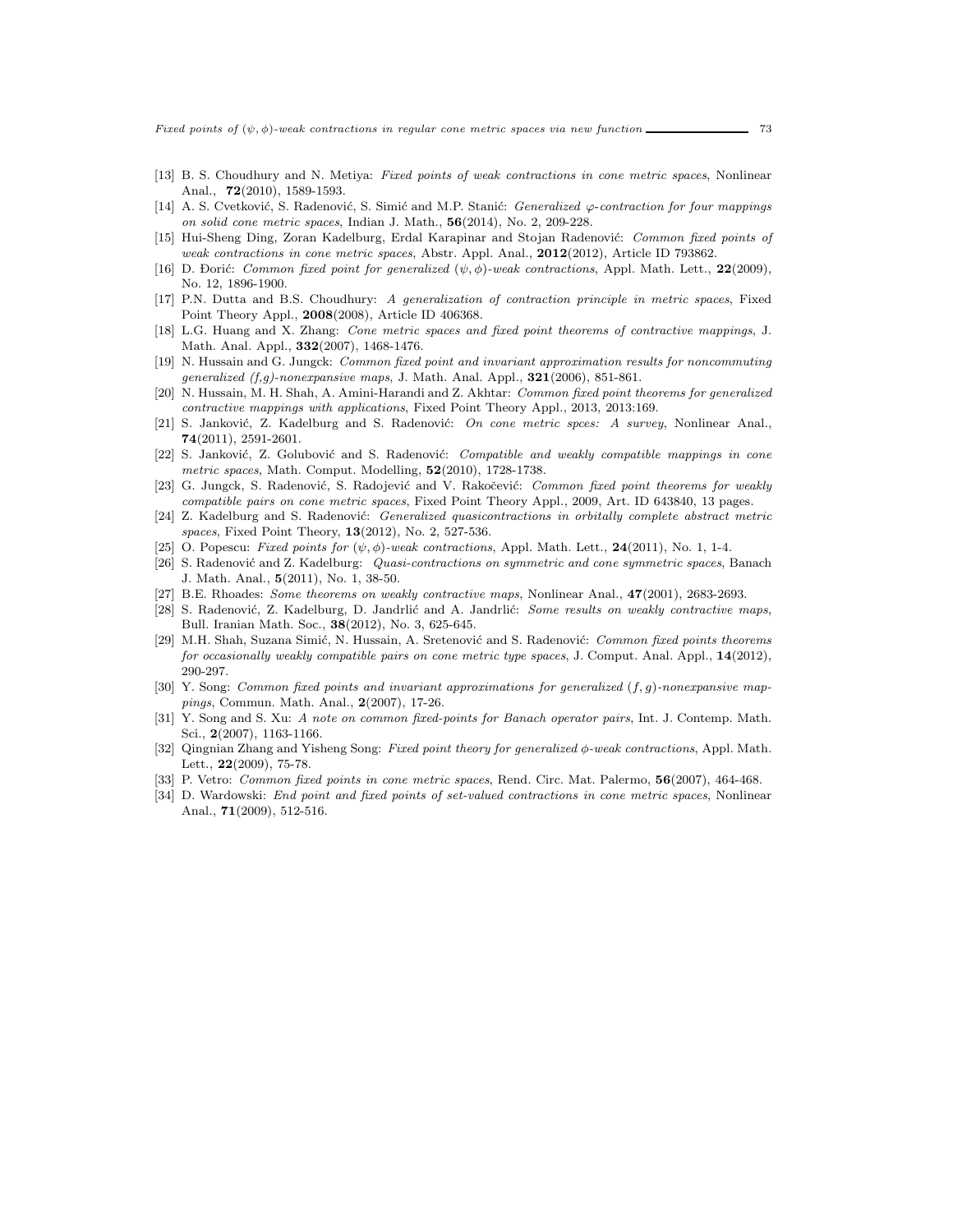[13] B. S. Choudhury and N. Metiya: *Fixed points of weak contractions in cone metric spaces*, Nonlinear Anal., **72**(2010), 1589-1593.

[14] A. S. Cvetković, S. Radenović, S. Simić and M.P. Stanić: *Generalized $\varphi$-contraction for four mappings on solid cone metric spaces*, Indian J. Math., **56**(2014), No. 2, 209-228.

[15] Hui-Sheng Ding, Zoran Kadelburg, Erdal Karapinar and Stojan Radenović: *Common fixed points of weak contractions in cone metric spaces*, Abstr. Appl. Anal., **2012**(2012), Article ID 793862.

[16] D. Đorić: *Common fixed point for generalized $(\psi, \phi)$-weak contractions*, Appl. Math. Lett., **22**(2009), No. 12, 1896-1900.

[17] P.N. Dutta and B.S. Choudhury: *A generalization of contraction principle in metric spaces*, Fixed Point Theory Appl., **2008**(2008), Article ID 406368.

[18] L.G. Huang and X. Zhang: *Cone metric spaces and fixed point theorems of contractive mappings*, J. Math. Anal. Appl., **332**(2007), 1468-1476.

[19] N. Hussain and G. Jungck: *Common fixed point and invariant approximation results for noncommuting generalized (f,g)-nonexpansive maps*, J. Math. Anal. Appl., **321**(2006), 851-861.

[20] N. Hussain, M. H. Shah, A. Amini-Harandi and Z. Akhtar: *Common fixed point theorems for generalized contractive mappings with applications*, Fixed Point Theory Appl., 2013, 2013:169.

[21] S. Janković, Z. Kadelburg and S. Radenović: *On cone metric spces: A survey*, Nonlinear Anal., **74**(2011), 2591-2601.

[22] S. Janković, Z. Golubović and S. Radenović: *Compatible and weakly compatible mappings in cone metric spaces*, Math. Comput. Modelling, **52**(2010), 1728-1738.

[23] G. Jungck, S. Radenović, S. Radojević and V. Rakočević: *Common fixed point theorems for weakly compatible pairs on cone metric spaces*, Fixed Point Theory Appl., 2009, Art. ID 643840, 13 pages.

[24] Z. Kadelburg and S. Radenović: *Generalized quasicontractions in orbitally complete abstract metric spaces*, Fixed Point Theory, **13**(2012), No. 2, 527-536.

[25] O. Popescu: *Fixed points for $(\psi, \phi)$-weak contractions*, Appl. Math. Lett., **24**(2011), No. 1, 1-4.

[26] S. Radenović and Z. Kadelburg: *Quasi-contractions on symmetric and cone symmetric spaces*, Banach J. Math. Anal., **5**(2011), No. 1, 38-50.

[27] B.E. Rhoades: *Some theorems on weakly contractive maps*, Nonlinear Anal., **47**(2001), 2683-2693.

[28] S. Radenović, Z. Kadelburg, D. Jandrlić and A. Jandrlić: *Some results on weakly contractive maps*, Bull. Iranian Math. Soc., **38**(2012), No. 3, 625-645.

[29] M.H. Shah, Suzana Simić, N. Hussain, A. Sretenović and S. Radenović: *Common fixed points theorems for occasionally weakly compatible pairs on cone metric type spaces*, J. Comput. Anal. Appl., **14**(2012), 290-297.

[30] Y. Song: *Common fixed points and invariant approximations for generalized $(f, g)$-nonexpansive mappings*, Commun. Math. Anal., **2**(2007), 17-26.

[31] Y. Song and S. Xu: *A note on common fixed-points for Banach operator pairs*, Int. J. Contemp. Math. Sci., **2**(2007), 1163-1166.

[32] Qingnian Zhang and Yisheng Song: *Fixed point theory for generalized $\phi$-weak contractions*, Appl. Math. Lett., **22**(2009), 75-78.

[33] P. Vetro: *Common fixed points in cone metric spaces*, Rend. Circ. Mat. Palermo, **56**(2007), 464-468.

[34] D. Wardowski: *End point and fixed points of set-valued contractions in cone metric spaces*, Nonlinear Anal., **71**(2009), 512-516.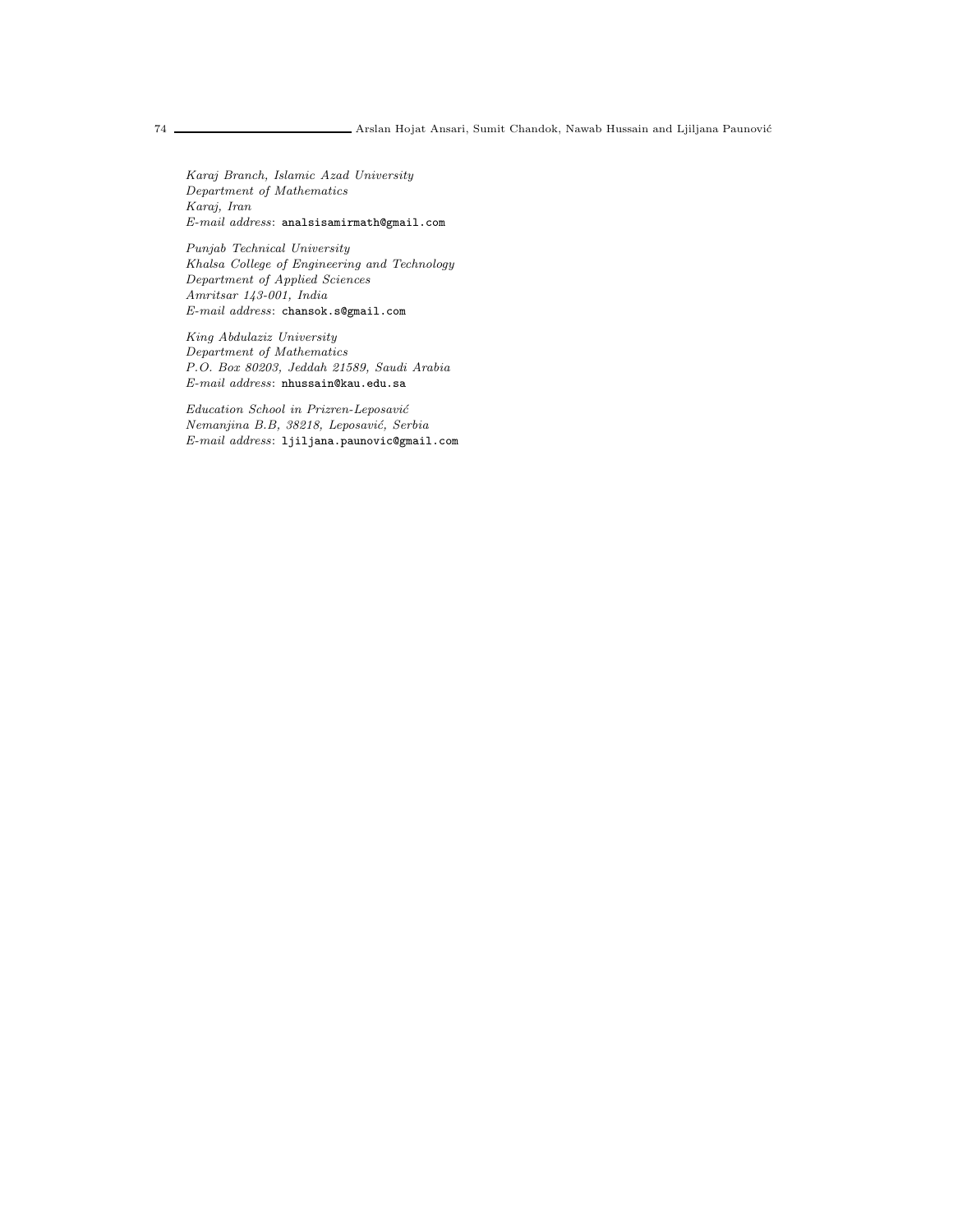*Karaj Branch, Islamic Azad University*
*Department of Mathematics*
*Karaj, Iran*
*E-mail address*: analsisamirmath@gmail.com

*Punjab Technical University*
*Khalsa College of Engineering and Technology*
*Department of Applied Sciences*
*Amritsar 143-001, India*
*E-mail address*: chansok.s@gmail.com

*King Abdulaziz University*
*Department of Mathematics*
*P.O. Box 80203, Jeddah 21589, Saudi Arabia*
*E-mail address*: nhussain@kau.edu.sa

*Education School in Prizren-Leposavić*
*Nemanjina B.B, 38218, Leposavić, Serbia*
*E-mail address*: ljiljana.paunovic@gmail.com